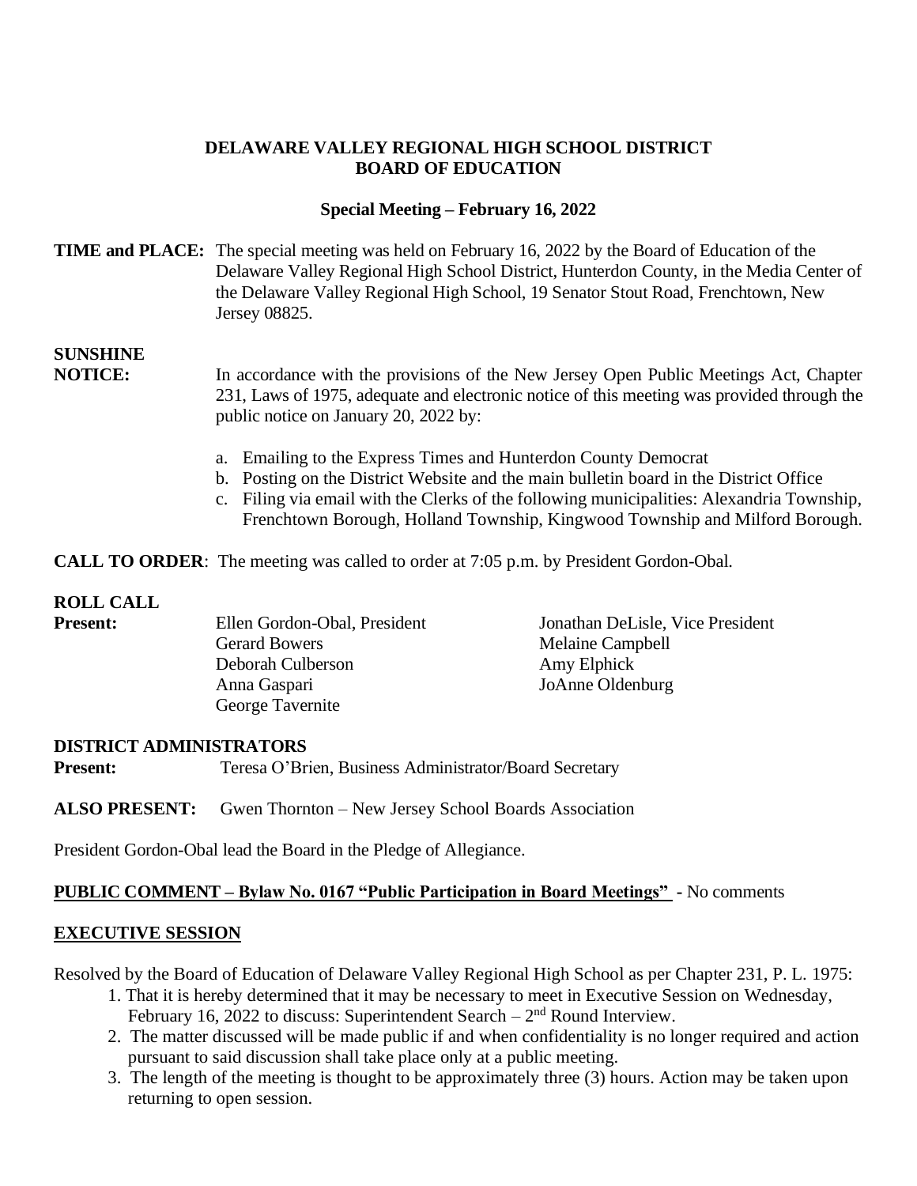# DELAWARE VALLEY REGIONAL HIGH SCHOOL DISTRICT
# BOARD OF EDUCATION

## Special Meeting – February 16, 2022

**TIME and PLACE:** The special meeting was held on February 16, 2022 by the Board of Education of the Delaware Valley Regional High School District, Hunterdon County, in the Media Center of the Delaware Valley Regional High School, 19 Senator Stout Road, Frenchtown, New Jersey 08825.

**SUNSHINE NOTICE:** In accordance with the provisions of the New Jersey Open Public Meetings Act, Chapter 231, Laws of 1975, adequate and electronic notice of this meeting was provided through the public notice on January 20, 2022 by:

a. Emailing to the Express Times and Hunterdon County Democrat
b. Posting on the District Website and the main bulletin board in the District Office
c. Filing via email with the Clerks of the following municipalities: Alexandria Township, Frenchtown Borough, Holland Township, Kingwood Township and Milford Borough.

**CALL TO ORDER**: The meeting was called to order at 7:05 p.m. by President Gordon-Obal.

**ROLL CALL**

**Present:**

Ellen Gordon-Obal, President
Jonathan DeLisle, Vice President
Gerard Bowers
Melaine Campbell
Deborah Culberson
Amy Elphick
Anna Gaspari
JoAnne Oldenburg
George Tavernite

**DISTRICT ADMINISTRATORS**

**Present:** Teresa O'Brien, Business Administrator/Board Secretary

**ALSO PRESENT:** Gwen Thornton – New Jersey School Boards Association

President Gordon-Obal lead the Board in the Pledge of Allegiance.

**PUBLIC COMMENT – Bylaw No. 0167 "Public Participation in Board Meetings"** - No comments

**EXECUTIVE SESSION**

Resolved by the Board of Education of Delaware Valley Regional High School as per Chapter 231, P. L. 1975:

1. That it is hereby determined that it may be necessary to meet in Executive Session on Wednesday, February 16, 2022 to discuss: Superintendent Search – 2nd Round Interview.
2. The matter discussed will be made public if and when confidentiality is no longer required and action pursuant to said discussion shall take place only at a public meeting.
3. The length of the meeting is thought to be approximately three (3) hours. Action may be taken upon returning to open session.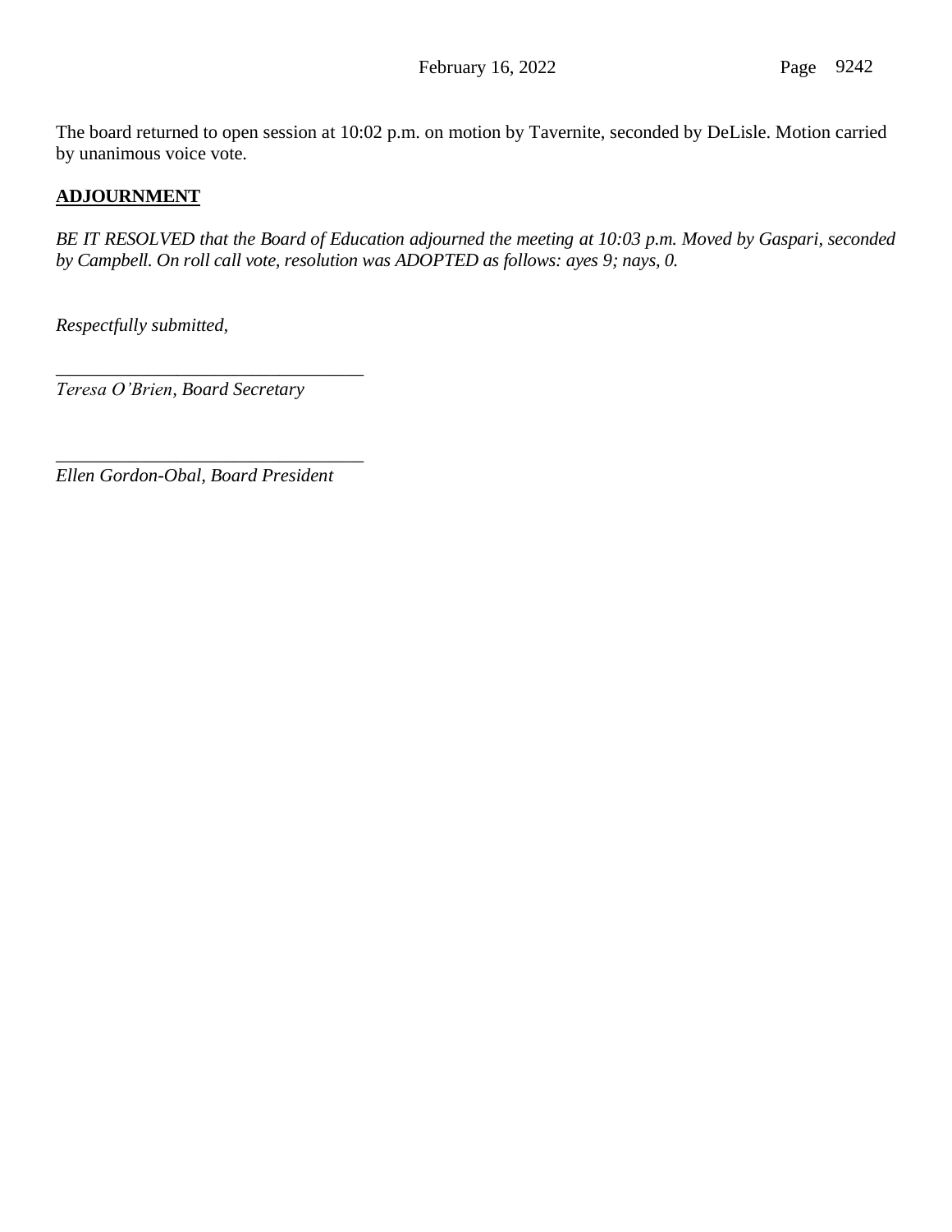The board returned to open session at 10:02 p.m. on motion by Tavernite, seconded by DeLisle. Motion carried by unanimous voice vote.

**ADJOURNMENT**

*BE IT RESOLVED that the Board of Education adjourned the meeting at 10:03 p.m. Moved by Gaspari, seconded by Campbell. On roll call vote, resolution was ADOPTED as follows: ayes 9; nays, 0.*

*Respectfully submitted,*

_________________________________
*Teresa O'Brien, Board Secretary*

_________________________________
*Ellen Gordon-Obal, Board President*